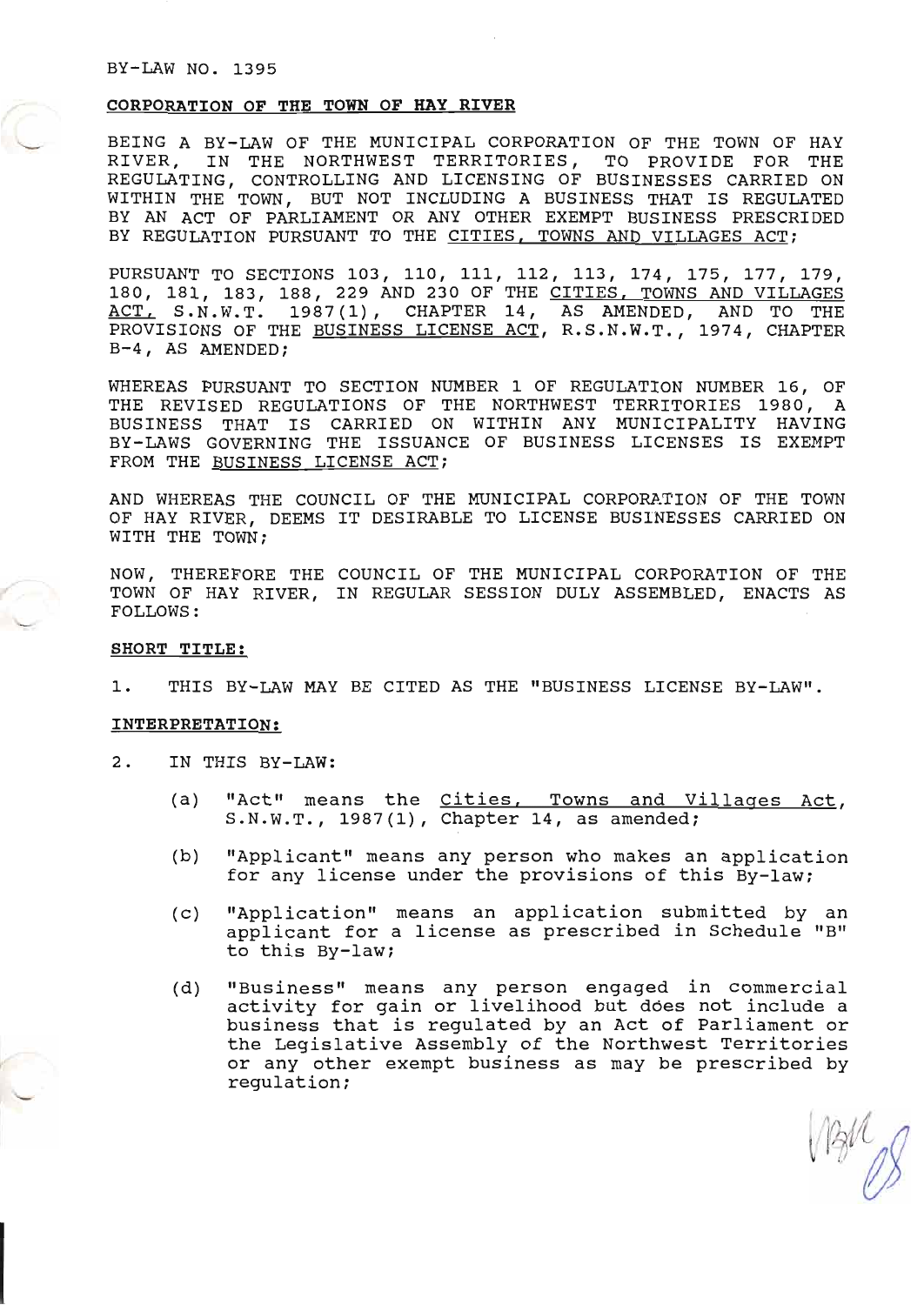BY-LAW NO. 1395

**CORPORATION OF THE TOWN OF HAY RIVER**

BEING A BY-LAW OF THE MUNICIPAL CORPORATION OF THE TOWN OF HAY RIVER, IN THE NORTHWEST TERRITORIES, TO PROVIDE FOR THE REGULATING, CONTROLLING AND LICENSING OF BUSINESSES CARRIED ON WITHIN THE TOWN, BUT NOT INCLUDING A BUSINESS THAT IS REGULATED BY AN ACT OF PARLIAMENT OR ANY OTHER EXEMPT BUSINESS PRESCRIBED BY REGULATION PURSUANT TO THE CITIES, TOWNS AND VILLAGES ACT;

PURSUANT TO SECTIONS 103, 110, 111, 112, 113, 174, 175, 177, 179, 180, 181, 183, 188, 229 AND 230 OF THE CITIES, TOWNS AND VILLAGES ACT, S.N.W.T. 1987(1), CHAPTER 14, AS AMENDED, AND TO THE PROVISIONS OF THE BUSINESS LICENSE ACT, R.S.N.W.T., 1974, CHAPTER B-4, AS AMENDED;

WHEREAS PURSUANT TO SECTION NUMBER 1 OF REGULATION NUMBER 16, OF THE REVISED REGULATIONS OF THE NORTHWEST TERRITORIES 1980, A BUSINESS THAT IS CARRIED ON WITHIN ANY MUNICIPALITY HAVING BY-LAWS GOVERNING THE ISSUANCE OF BUSINESS LICENSES IS EXEMPT FROM THE BUSINESS LICENSE ACT;

AND WHEREAS THE COUNCIL OF THE MUNICIPAL CORPORATION OF THE TOWN OF HAY RIVER, DEEMS IT DESIRABLE TO LICENSE BUSINESSES CARRIED ON WITH THE TOWN;

NOW, THEREFORE THE COUNCIL OF THE MUNICIPAL CORPORATION OF THE TOWN OF HAY RIVER, IN REGULAR SESSION DULY ASSEMBLED, ENACTS AS FOLLOWS:

**SHORT TITLE:**

1. THIS BY-LAW MAY BE CITED AS THE "BUSINESS LICENSE BY-LAW".

**INTERPRETATION:**

2. IN THIS BY-LAW:

   (a) "Act" means the Cities, Towns and Villages Act, S.N.W.T., 1987(1), Chapter 14, as amended;

   (b) "Applicant" means any person who makes an application for any license under the provisions of this By-law;

   (c) "Application" means an application submitted by an applicant for a license as prescribed in Schedule "B" to this By-law;

   (d) "Business" means any person engaged in commercial activity for gain or livelihood but does not include a business that is regulated by an Act of Parliament or the Legislative Assembly of the Northwest Territories or any other exempt business as may be prescribed by regulation;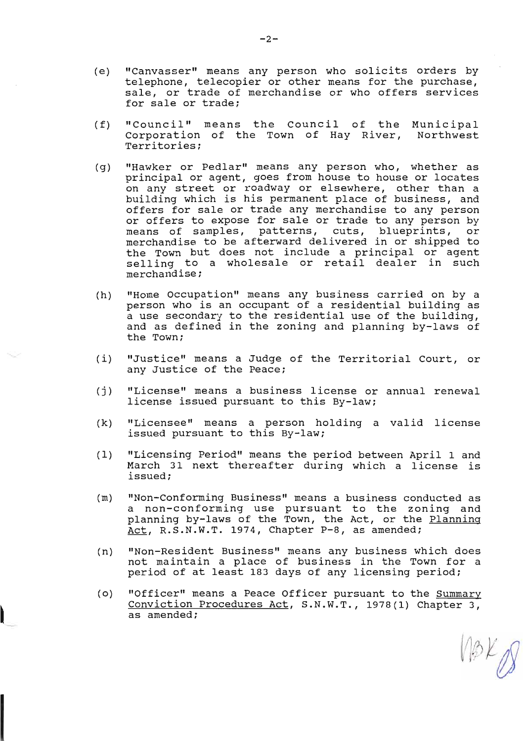(e) "Canvasser" means any person who solicits orders by telephone, telecopier or other means for the purchase, sale, or trade of merchandise or who offers services for sale or trade;

(f) "Council" means the Council of the Municipal Corporation of the Town of Hay River, Northwest Territories;

(g) "Hawker or Pedlar" means any person who, whether as principal or agent, goes from house to house or locates on any street or roadway or elsewhere, other than a building which is his permanent place of business, and offers for sale or trade any merchandise to any person or offers to expose for sale or trade to any person by means of samples, patterns, cuts, blueprints, or merchandise to be afterward delivered in or shipped to the Town but does not include a principal or agent selling to a wholesale or retail dealer in such merchandise;

(h) "Home Occupation" means any business carried on by a person who is an occupant of a residential building as a use secondary to the residential use of the building, and as defined in the zoning and planning by-laws of the Town;

(i) "Justice" means a Judge of the Territorial Court, or any Justice of the Peace;

(j) "License" means a business license or annual renewal license issued pursuant to this By-law;

(k) "Licensee" means a person holding a valid license issued pursuant to this By-law;

(l) "Licensing Period" means the period between April 1 and March 31 next thereafter during which a license is issued;

(m) "Non-Conforming Business" means a business conducted as a non-conforming use pursuant to the zoning and planning by-laws of the Town, the Act, or the Planning Act, R.S.N.W.T. 1974, Chapter P-8, as amended;

(n) "Non-Resident Business" means any business which does not maintain a place of business in the Town for a period of at least 183 days of any licensing period;

(o) "Officer" means a Peace Officer pursuant to the Summary Conviction Procedures Act, S.N.W.T., 1978(1) Chapter 3, as amended;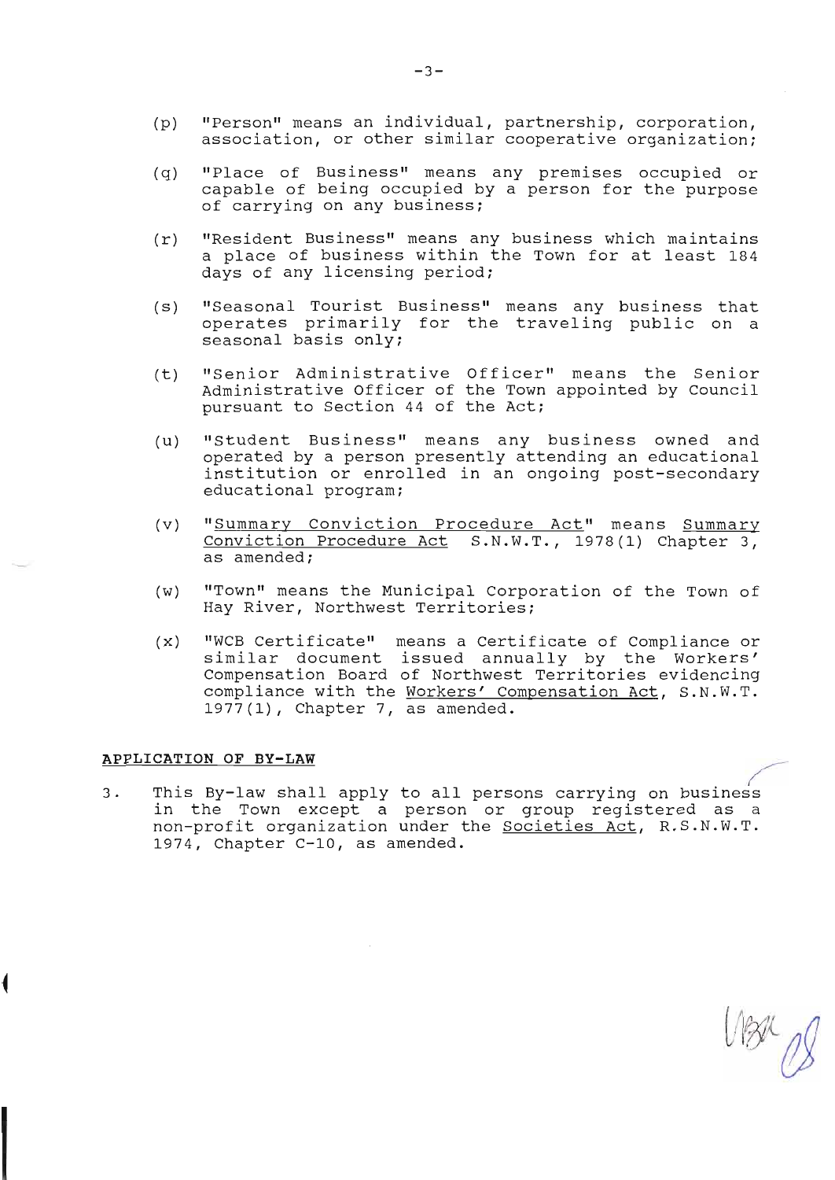(p) "Person" means an individual, partnership, corporation, association, or other similar cooperative organization;

(q) "Place of Business" means any premises occupied or capable of being occupied by a person for the purpose of carrying on any business;

(r) "Resident Business" means any business which maintains a place of business within the Town for at least 184 days of any licensing period;

(s) "Seasonal Tourist Business" means any business that operates primarily for the traveling public on a seasonal basis only;

(t) "Senior Administrative Officer" means the Senior Administrative Officer of the Town appointed by Council pursuant to Section 44 of the Act;

(u) "Student Business" means any business owned and operated by a person presently attending an educational institution or enrolled in an ongoing post-secondary educational program;

(v) "<u>Summary Conviction Procedure Act</u>" means <u>Summary Conviction Procedure Act</u> S.N.W.T., 1978(1) Chapter 3, as amended;

(w) "Town" means the Municipal Corporation of the Town of Hay River, Northwest Territories;

(x) "WCB Certificate" means a Certificate of Compliance or similar document issued annually by the Workers' Compensation Board of Northwest Territories evidencing compliance with the <u>Workers' Compensation Act</u>, S.N.W.T. 1977(1), Chapter 7, as amended.

**<u>APPLICATION OF BY-LAW</u>**

3. This By-law shall apply to all persons carrying on business in the Town except a person or group registered as a non-profit organization under the <u>Societies Act</u>, R.S.N.W.T. 1974, Chapter C-10, as amended.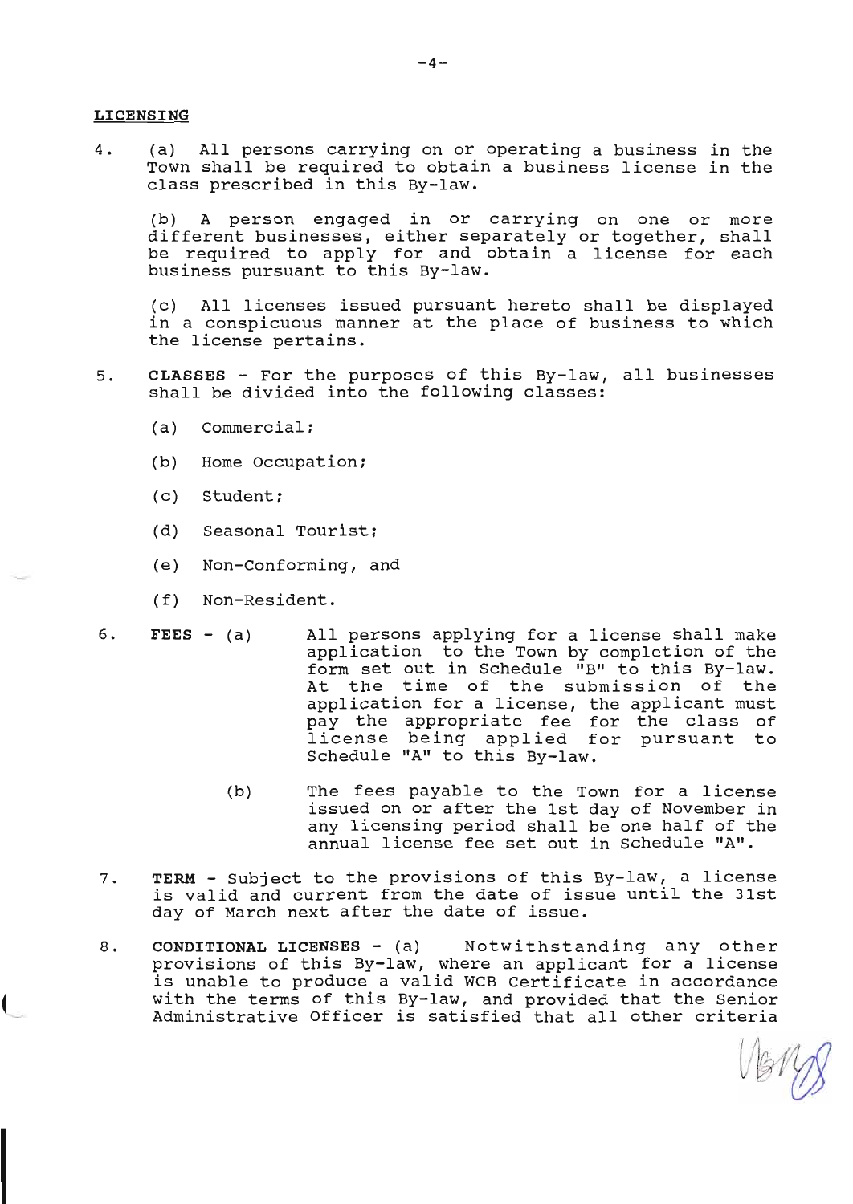**LICENSING**

4. (a) All persons carrying on or operating a business in the Town shall be required to obtain a business license in the class prescribed in this By-law.

   (b) A person engaged in or carrying on one or more different businesses, either separately or together, shall be required to apply for and obtain a license for each business pursuant to this By-law.

   (c) All licenses issued pursuant hereto shall be displayed in a conspicuous manner at the place of business to which the license pertains.

5. **CLASSES** - For the purposes of this By-law, all businesses shall be divided into the following classes:

   (a) Commercial;

   (b) Home Occupation;

   (c) Student;

   (d) Seasonal Tourist;

   (e) Non-Conforming, and

   (f) Non-Resident.

6. **FEES** - (a) All persons applying for a license shall make application to the Town by completion of the form set out in Schedule "B" to this By-law. At the time of the submission of the application for a license, the applicant must pay the appropriate fee for the class of license being applied for pursuant to Schedule "A" to this By-law.

   (b) The fees payable to the Town for a license issued on or after the 1st day of November in any licensing period shall be one half of the annual license fee set out in Schedule "A".

7. **TERM** - Subject to the provisions of this By-law, a license is valid and current from the date of issue until the 31st day of March next after the date of issue.

8. **CONDITIONAL LICENSES** - (a) Notwithstanding any other provisions of this By-law, where an applicant for a license is unable to produce a valid WCB Certificate in accordance with the terms of this By-law, and provided that the Senior Administrative Officer is satisfied that all other criteria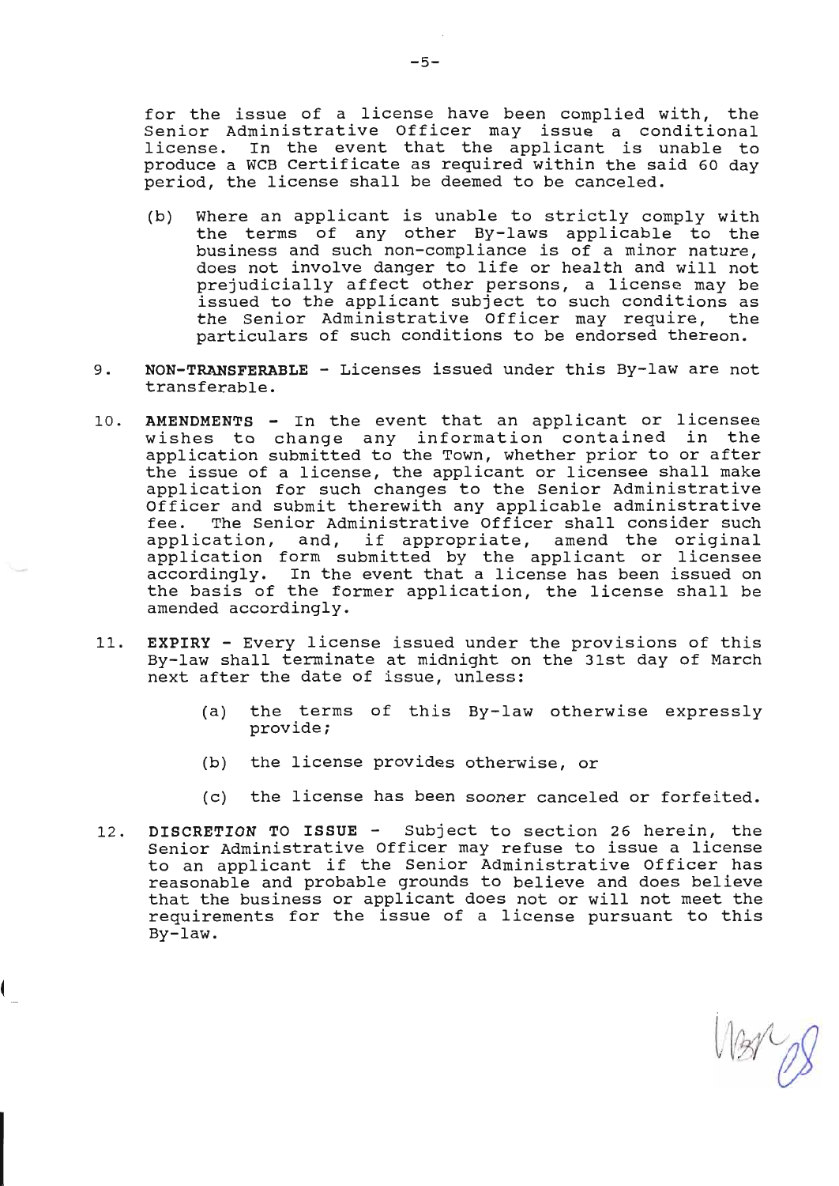for the issue of a license have been complied with, the Senior Administrative Officer may issue a conditional license. In the event that the applicant is unable to produce a WCB Certificate as required within the said 60 day period, the license shall be deemed to be canceled.

(b) Where an applicant is unable to strictly comply with the terms of any other By-laws applicable to the business and such non-compliance is of a minor nature, does not involve danger to life or health and will not prejudicially affect other persons, a license may be issued to the applicant subject to such conditions as the Senior Administrative Officer may require, the particulars of such conditions to be endorsed thereon.

9. **NON-TRANSFERABLE** - Licenses issued under this By-law are not transferable.

10. **AMENDMENTS** - In the event that an applicant or licensee wishes to change any information contained in the application submitted to the Town, whether prior to or after the issue of a license, the applicant or licensee shall make application for such changes to the Senior Administrative Officer and submit therewith any applicable administrative fee. The Senior Administrative Officer shall consider such application, and, if appropriate, amend the original application form submitted by the applicant or licensee accordingly. In the event that a license has been issued on the basis of the former application, the license shall be amended accordingly.

11. **EXPIRY** - Every license issued under the provisions of this By-law shall terminate at midnight on the 31st day of March next after the date of issue, unless:

    (a) the terms of this By-law otherwise expressly provide;

    (b) the license provides otherwise, or

    (c) the license has been sooner canceled or forfeited.

12. **DISCRETION TO ISSUE** - Subject to section 26 herein, the Senior Administrative Officer may refuse to issue a license to an applicant if the Senior Administrative Officer has reasonable and probable grounds to believe and does believe that the business or applicant does not or will not meet the requirements for the issue of a license pursuant to this By-law.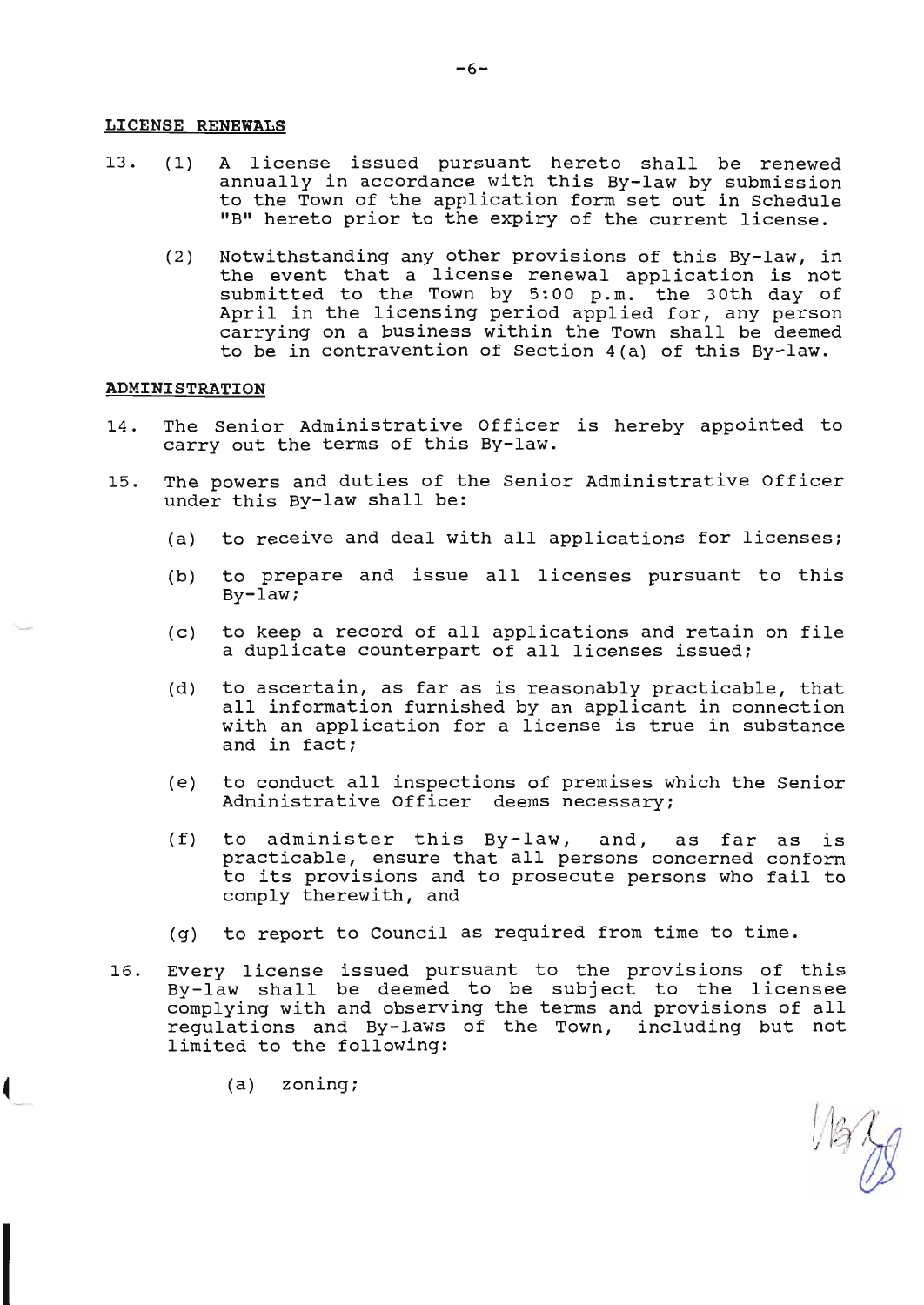**LICENSE RENEWALS**

13. (1) A license issued pursuant hereto shall be renewed annually in accordance with this By-law by submission to the Town of the application form set out in Schedule "B" hereto prior to the expiry of the current license.

    (2) Notwithstanding any other provisions of this By-law, in the event that a license renewal application is not submitted to the Town by 5:00 p.m. the 30th day of April in the licensing period applied for, any person carrying on a business within the Town shall be deemed to be in contravention of Section 4(a) of this By-law.

**ADMINISTRATION**

14. The Senior Administrative Officer is hereby appointed to carry out the terms of this By-law.

15. The powers and duties of the Senior Administrative Officer under this By-law shall be:

    (a) to receive and deal with all applications for licenses;

    (b) to prepare and issue all licenses pursuant to this By-law;

    (c) to keep a record of all applications and retain on file a duplicate counterpart of all licenses issued;

    (d) to ascertain, as far as is reasonably practicable, that all information furnished by an applicant in connection with an application for a license is true in substance and in fact;

    (e) to conduct all inspections of premises which the Senior Administrative Officer deems necessary;

    (f) to administer this By-law, and, as far as is practicable, ensure that all persons concerned conform to its provisions and to prosecute persons who fail to comply therewith, and

    (g) to report to Council as required from time to time.

16. Every license issued pursuant to the provisions of this By-law shall be deemed to be subject to the licensee complying with and observing the terms and provisions of all regulations and By-laws of the Town, including but not limited to the following:

    (a) zoning;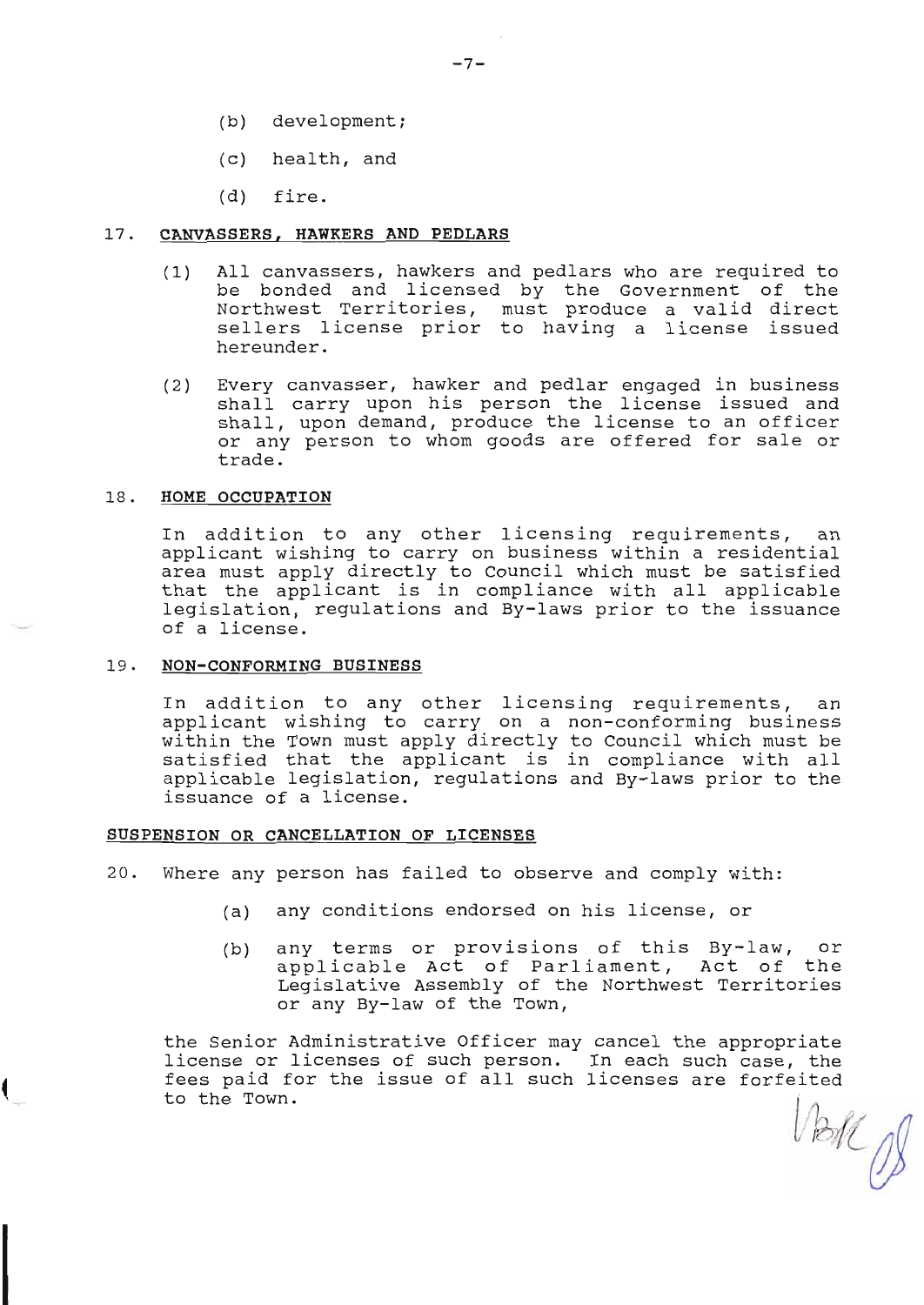(b) development;

(c) health, and

(d) fire.

### 17. CANVASSERS, HAWKERS AND PEDLARS

(1) All canvassers, hawkers and pedlars who are required to be bonded and licensed by the Government of the Northwest Territories, must produce a valid direct sellers license prior to having a license issued hereunder.

(2) Every canvasser, hawker and pedlar engaged in business shall carry upon his person the license issued and shall, upon demand, produce the license to an officer or any person to whom goods are offered for sale or trade.

### 18. HOME OCCUPATION

In addition to any other licensing requirements, an applicant wishing to carry on business within a residential area must apply directly to Council which must be satisfied that the applicant is in compliance with all applicable legislation, regulations and By-laws prior to the issuance of a license.

### 19. NON-CONFORMING BUSINESS

In addition to any other licensing requirements, an applicant wishing to carry on a non-conforming business within the Town must apply directly to Council which must be satisfied that the applicant is in compliance with all applicable legislation, regulations and By-laws prior to the issuance of a license.

## SUSPENSION OR CANCELLATION OF LICENSES

20. Where any person has failed to observe and comply with:

(a) any conditions endorsed on his license, or

(b) any terms or provisions of this By-law, or applicable Act of Parliament, Act of the Legislative Assembly of the Northwest Territories or any By-law of the Town,

the Senior Administrative Officer may cancel the appropriate license or licenses of such person. In each such case, the fees paid for the issue of all such licenses are forfeited to the Town.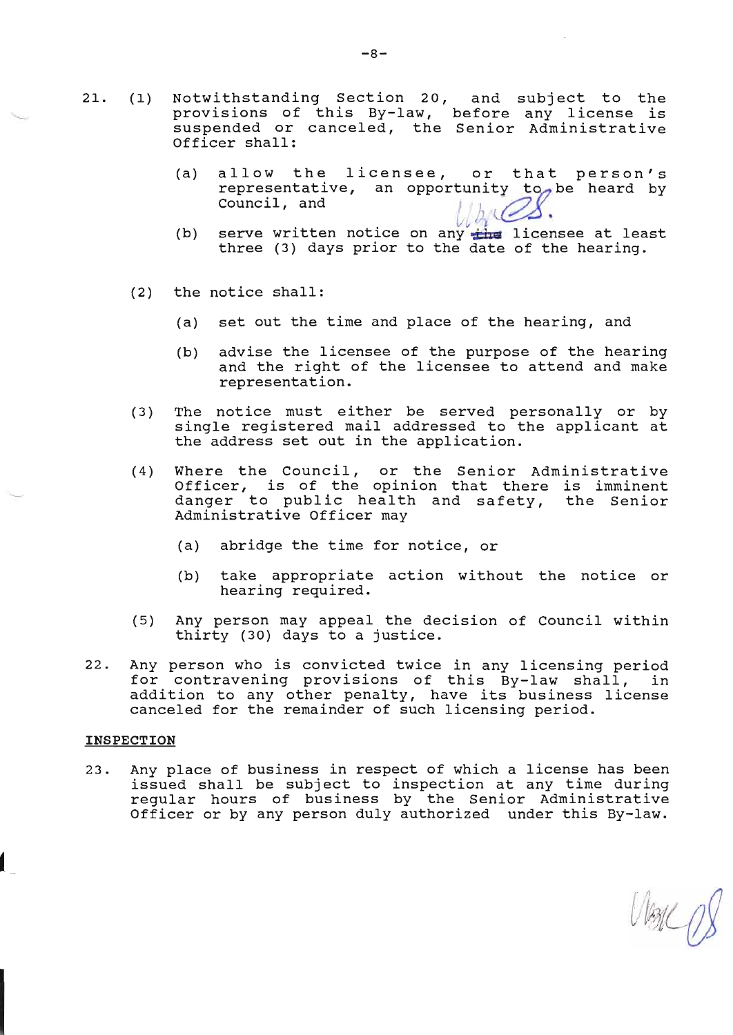21. (1) Notwithstanding Section 20, and subject to the provisions of this By-law, before any license is suspended or canceled, the Senior Administrative Officer shall:

    (a) allow the licensee, or that person's representative, an opportunity to be heard by Council, and

    (b) serve written notice on any ~~the~~ licensee at least three (3) days prior to the date of the hearing.

    (2) the notice shall:

    (a) set out the time and place of the hearing, and

    (b) advise the licensee of the purpose of the hearing and the right of the licensee to attend and make representation.

    (3) The notice must either be served personally or by single registered mail addressed to the applicant at the address set out in the application.

    (4) Where the Council, or the Senior Administrative Officer, is of the opinion that there is imminent danger to public health and safety, the Senior Administrative Officer may

    (a) abridge the time for notice, or

    (b) take appropriate action without the notice or hearing required.

    (5) Any person may appeal the decision of Council within thirty (30) days to a justice.

22. Any person who is convicted twice in any licensing period for contravening provisions of this By-law shall, in addition to any other penalty, have its business license canceled for the remainder of such licensing period.

**INSPECTION**

23. Any place of business in respect of which a license has been issued shall be subject to inspection at any time during regular hours of business by the Senior Administrative Officer or by any person duly authorized under this By-law.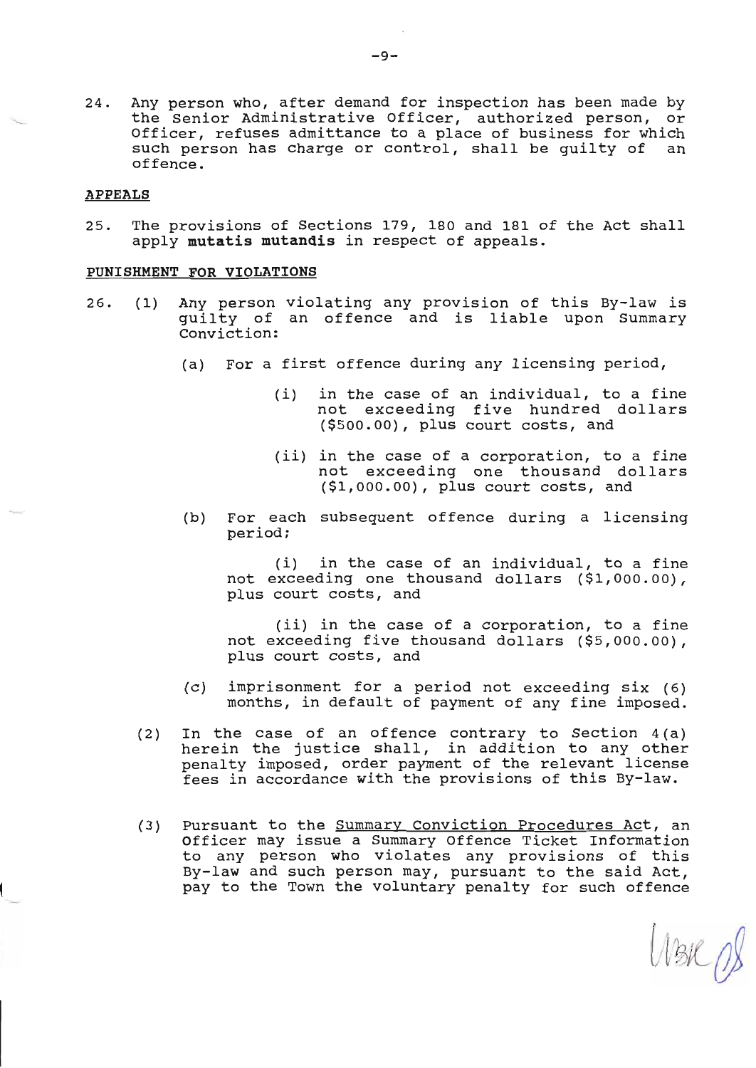24. Any person who, after demand for inspection has been made by the Senior Administrative Officer, authorized person, or Officer, refuses admittance to a place of business for which such person has charge or control, shall be guilty of an offence.

**APPEALS**

25. The provisions of Sections 179, 180 and 181 of the Act shall apply **mutatis mutandis** in respect of appeals.

**PUNISHMENT FOR VIOLATIONS**

26. (1) Any person violating any provision of this By-law is guilty of an offence and is liable upon Summary Conviction:

   (a) For a first offence during any licensing period,

      (i) in the case of an individual, to a fine not exceeding five hundred dollars ($500.00), plus court costs, and

      (ii) in the case of a corporation, to a fine not exceeding one thousand dollars ($1,000.00), plus court costs, and

   (b) For each subsequent offence during a licensing period;

      (i) in the case of an individual, to a fine not exceeding one thousand dollars ($1,000.00), plus court costs, and

      (ii) in the case of a corporation, to a fine not exceeding five thousand dollars ($5,000.00), plus court costs, and

   (c) imprisonment for a period not exceeding six (6) months, in default of payment of any fine imposed.

(2) In the case of an offence contrary to Section 4(a) herein the justice shall, in addition to any other penalty imposed, order payment of the relevant license fees in accordance with the provisions of this By-law.

(3) Pursuant to the Summary Conviction Procedures Act, an Officer may issue a Summary Offence Ticket Information to any person who violates any provisions of this By-law and such person may, pursuant to the said Act, pay to the Town the voluntary penalty for such offence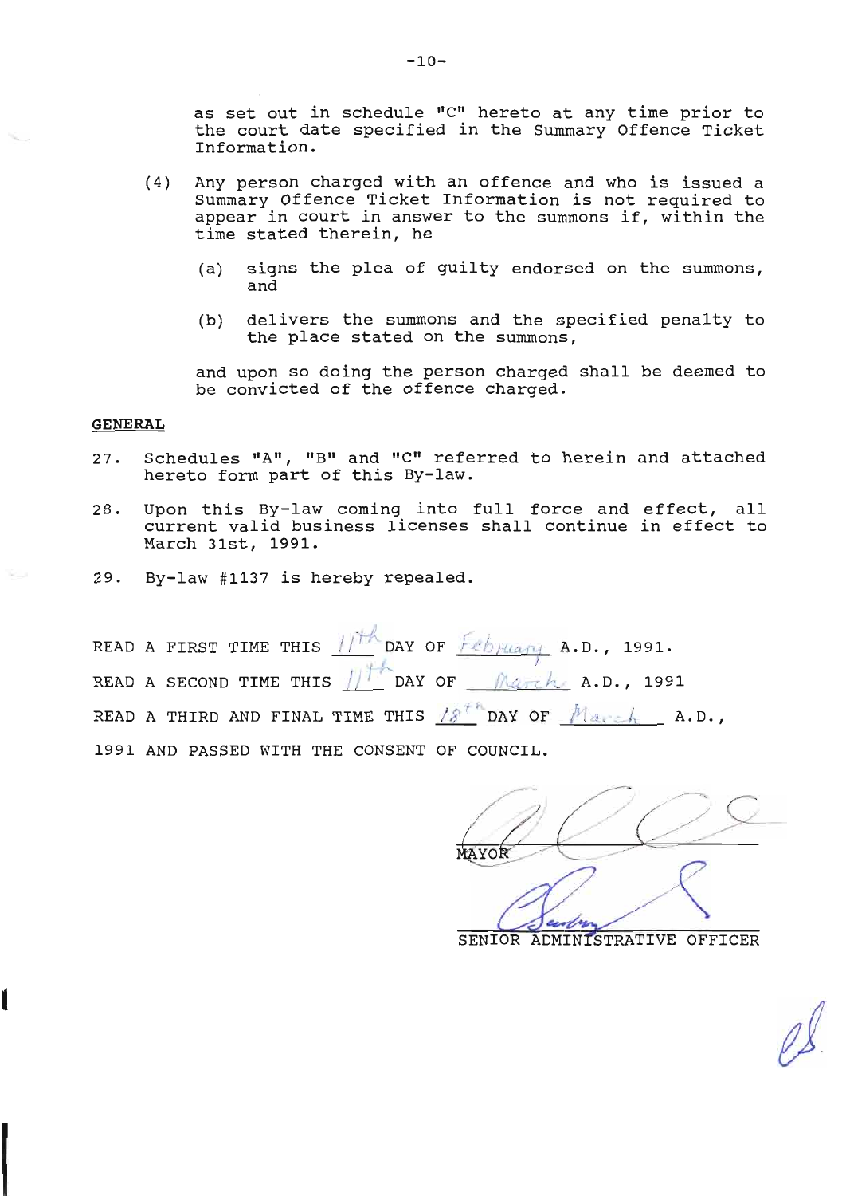as set out in schedule "C" hereto at any time prior to the court date specified in the Summary Offence Ticket Information.

(4) Any person charged with an offence and who is issued a Summary Offence Ticket Information is not required to appear in court in answer to the summons if, within the time stated therein, he

(a) signs the plea of guilty endorsed on the summons, and

(b) delivers the summons and the specified penalty to the place stated on the summons,

and upon so doing the person charged shall be deemed to be convicted of the offence charged.

**GENERAL**

27. Schedules "A", "B" and "C" referred to herein and attached hereto form part of this By-law.

28. Upon this By-law coming into full force and effect, all current valid business licenses shall continue in effect to March 31st, 1991.

29. By-law #1137 is hereby repealed.

READ A FIRST TIME THIS 11th DAY OF February A.D., 1991.

READ A SECOND TIME THIS 11th DAY OF March A.D., 1991

READ A THIRD AND FINAL TIME THIS 18th DAY OF March A.D., 1991 AND PASSED WITH THE CONSENT OF COUNCIL.

MAYOR

SENIOR ADMINISTRATIVE OFFICER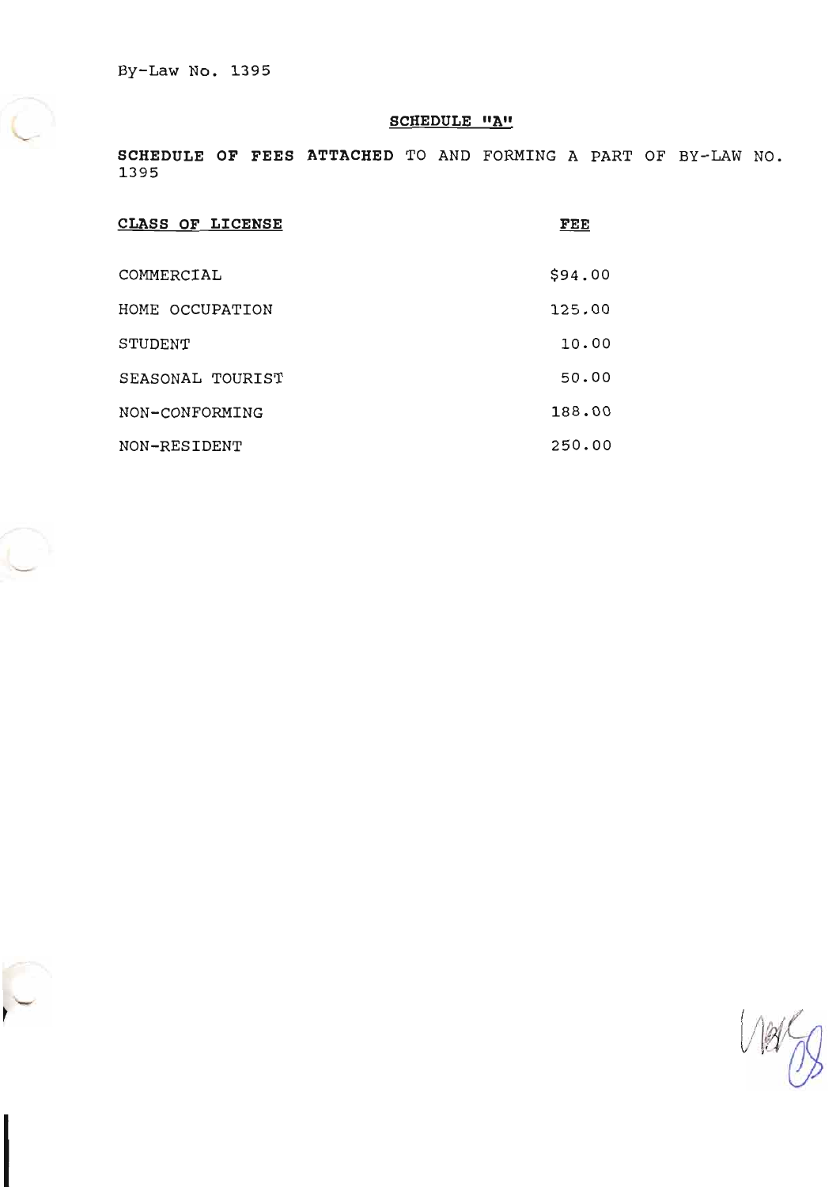By-Law No. 1395

## SCHEDULE "A"

**SCHEDULE OF FEES ATTACHED** TO AND FORMING A PART OF BY-LAW NO. 1395

| CLASS OF LICENSE | FEE |
|---|---|
| COMMERCIAL | $94.00 |
| HOME OCCUPATION | 125.00 |
| STUDENT | 10.00 |
| SEASONAL TOURIST | 50.00 |
| NON-CONFORMING | 188.00 |
| NON-RESIDENT | 250.00 |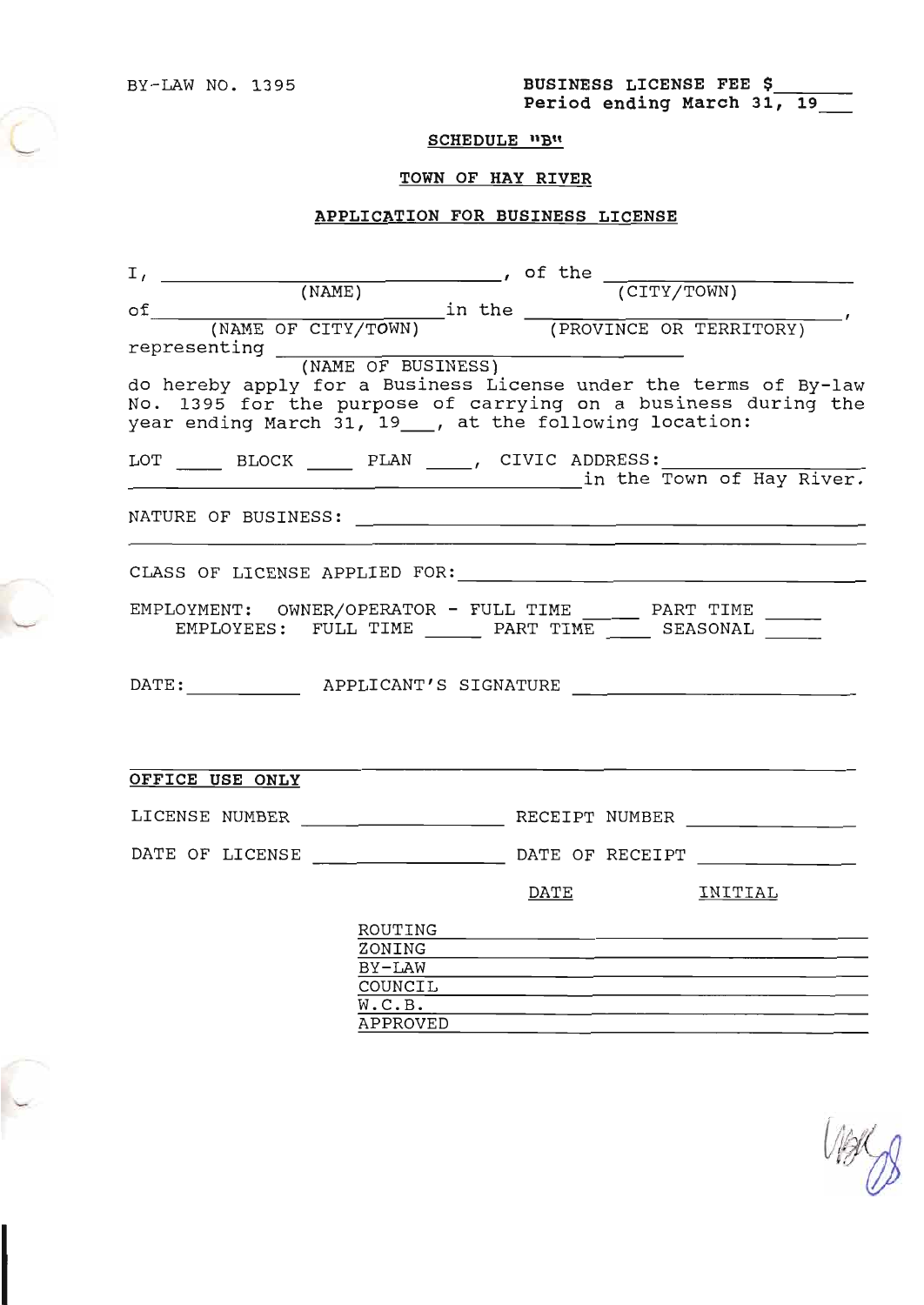BY-LAW NO. 1395

**BUSINESS LICENSE FEE $\_\_\_\_\_\_\_**
**Period ending March 31, 19\_\_\_**

**SCHEDULE "B"**

**TOWN OF HAY RIVER**

**APPLICATION FOR BUSINESS LICENSE**

I, \_\_\_\_\_\_\_\_\_\_\_\_\_\_\_\_\_\_\_\_\_\_\_\_\_\_\_\_ (NAME), of the \_\_\_\_\_\_\_\_\_\_\_\_\_\_\_\_\_\_\_\_ (CITY/TOWN) of \_\_\_\_\_\_\_\_\_\_\_\_\_\_\_\_\_\_\_\_\_\_\_\_\_\_ (NAME OF CITY/TOWN) in the \_\_\_\_\_\_\_\_\_\_\_\_\_\_\_\_\_\_\_\_\_\_\_\_\_\_\_\_ (PROVINCE OR TERRITORY), representing \_\_\_\_\_\_\_\_\_\_\_\_\_\_\_\_\_\_\_\_\_\_\_\_\_\_\_\_\_\_\_\_\_\_\_\_ (NAME OF BUSINESS) do hereby apply for a Business License under the terms of By-law No. 1395 for the purpose of carrying on a business during the year ending March 31, 19\_\_\_, at the following location:

LOT \_\_\_\_ BLOCK \_\_\_\_ PLAN \_\_\_\_, CIVIC ADDRESS: \_\_\_\_\_\_\_\_\_\_\_\_\_\_\_\_\_\_\_\_\_\_\_\_\_\_\_\_\_\_\_\_\_\_\_\_\_\_\_\_\_\_\_\_\_\_\_\_\_\_ in the Town of Hay River.

NATURE OF BUSINESS: \_\_\_\_\_\_\_\_\_\_\_\_\_\_\_\_\_\_\_\_\_\_\_\_\_\_\_\_\_\_\_\_\_\_\_\_\_\_\_\_\_\_\_\_\_\_\_\_\_\_\_\_\_\_\_\_\_\_\_\_\_\_\_\_\_\_\_\_\_\_\_\_\_\_\_\_\_\_\_\_\_\_\_\_\_\_\_\_\_\_\_\_\_\_\_\_\_\_\_\_

CLASS OF LICENSE APPLIED FOR: \_\_\_\_\_\_\_\_\_\_\_\_\_\_\_\_\_\_\_\_\_\_\_\_\_\_\_\_\_\_\_\_\_\_\_\_\_\_\_\_

EMPLOYMENT: OWNER/OPERATOR - FULL TIME \_\_\_\_\_ PART TIME \_\_\_\_\_
EMPLOYEES: FULL TIME \_\_\_\_\_ PART TIME \_\_\_\_ SEASONAL \_\_\_\_\_

DATE: \_\_\_\_\_\_\_\_\_\_ APPLICANT'S SIGNATURE \_\_\_\_\_\_\_\_\_\_\_\_\_\_\_\_\_\_\_\_\_\_\_\_

---

**OFFICE USE ONLY**

LICENSE NUMBER \_\_\_\_\_\_\_\_\_\_\_\_\_\_\_\_\_\_ RECEIPT NUMBER \_\_\_\_\_\_\_\_\_\_\_\_\_\_\_

DATE OF LICENSE \_\_\_\_\_\_\_\_\_\_\_\_\_\_\_\_\_\_ DATE OF RECEIPT \_\_\_\_\_\_\_\_\_\_\_\_\_\_\_

| | DATE | INITIAL |
|---|---|---|
| ROUTING | | |
| ZONING | | |
| BY-LAW | | |
| COUNCIL | | |
| W.C.B. | | |
| APPROVED | | |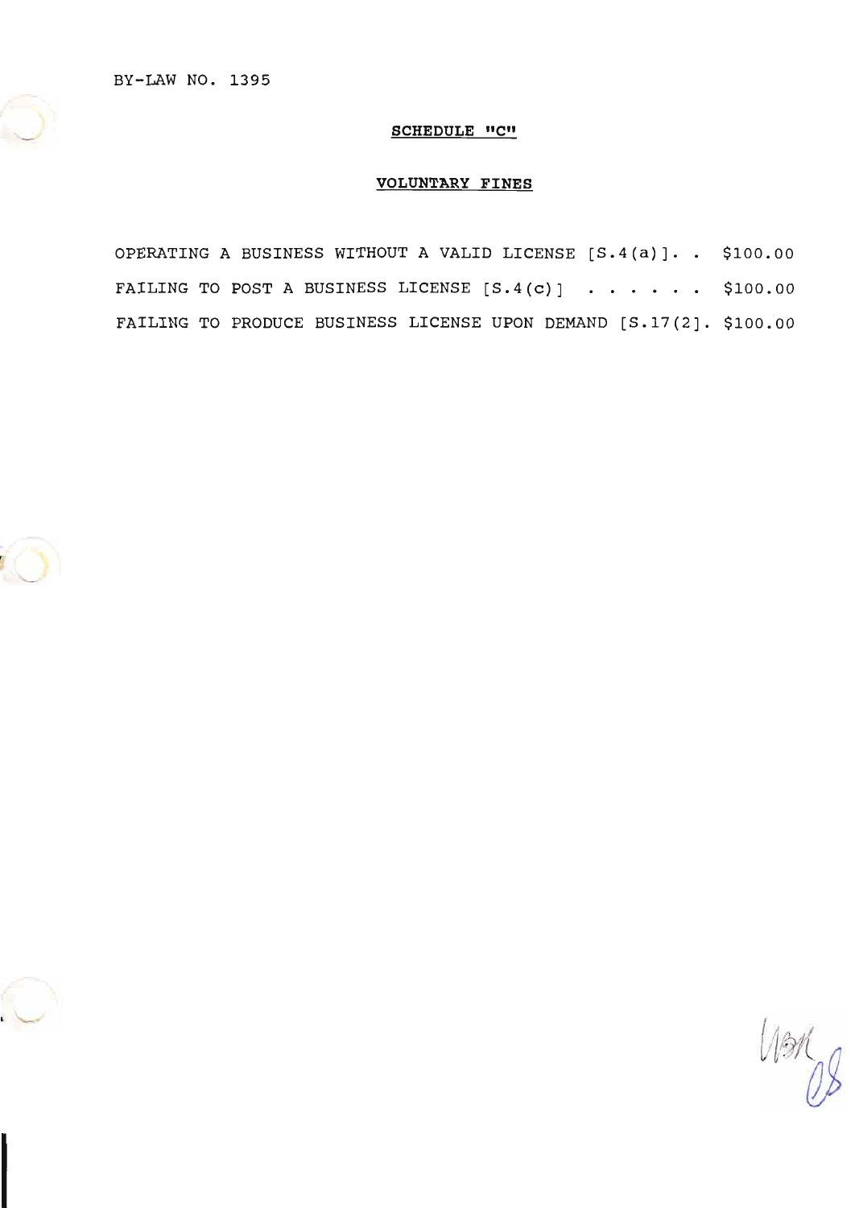BY-LAW NO. 1395

## SCHEDULE "C"

## VOLUNTARY FINES

OPERATING A BUSINESS WITHOUT A VALID LICENSE [S.4(a)]. . $100.00

FAILING TO POST A BUSINESS LICENSE [S.4(c)] . . . . . . $100.00

FAILING TO PRODUCE BUSINESS LICENSE UPON DEMAND [S.17(2]. $100.00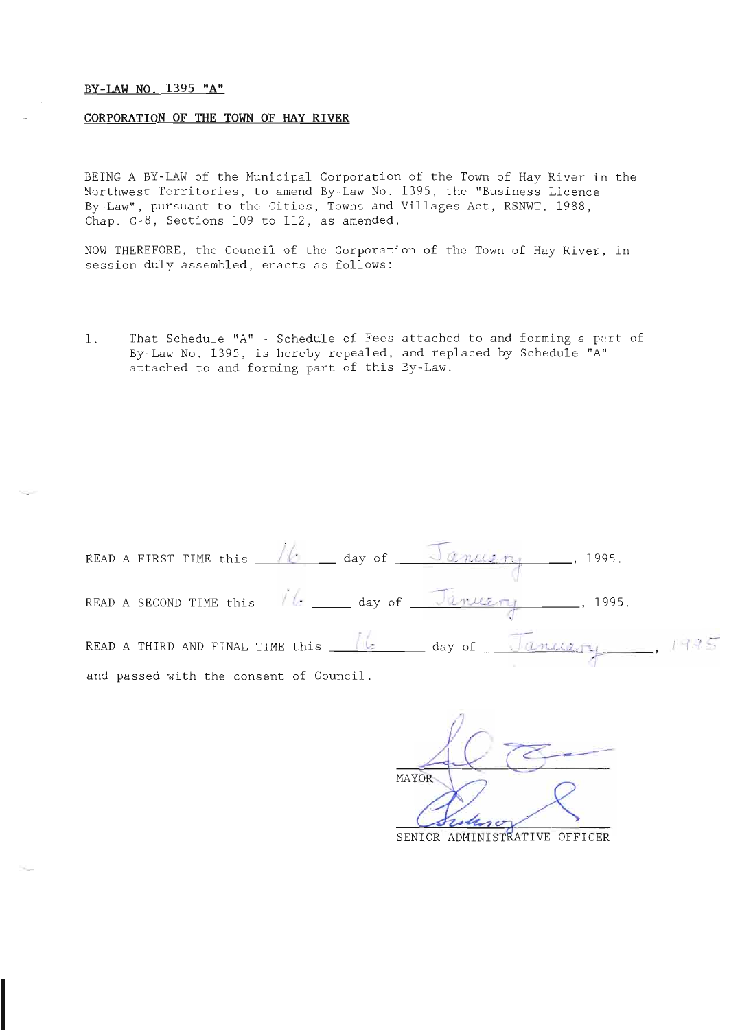BY-LAW NO. 1395 "A"

CORPORATION OF THE TOWN OF HAY RIVER

BEING A BY-LAW of the Municipal Corporation of the Town of Hay River in the Northwest Territories, to amend By-Law No. 1395, the "Business Licence By-Law", pursuant to the Cities, Towns and Villages Act, RSNWT, 1988, Chap. C-8, Sections 109 to 112, as amended.

NOW THEREFORE, the Council of the Corporation of the Town of Hay River, in session duly assembled, enacts as follows:

1. That Schedule "A" - Schedule of Fees attached to and forming a part of By-Law No. 1395, is hereby repealed, and replaced by Schedule "A" attached to and forming part of this By-Law.

READ A FIRST TIME this 16 day of January, 1995.

READ A SECOND TIME this 16 day of January, 1995.

READ A THIRD AND FINAL TIME this 16 day of January, 1995

and passed with the consent of Council.

MAYOR

SENIOR ADMINISTRATIVE OFFICER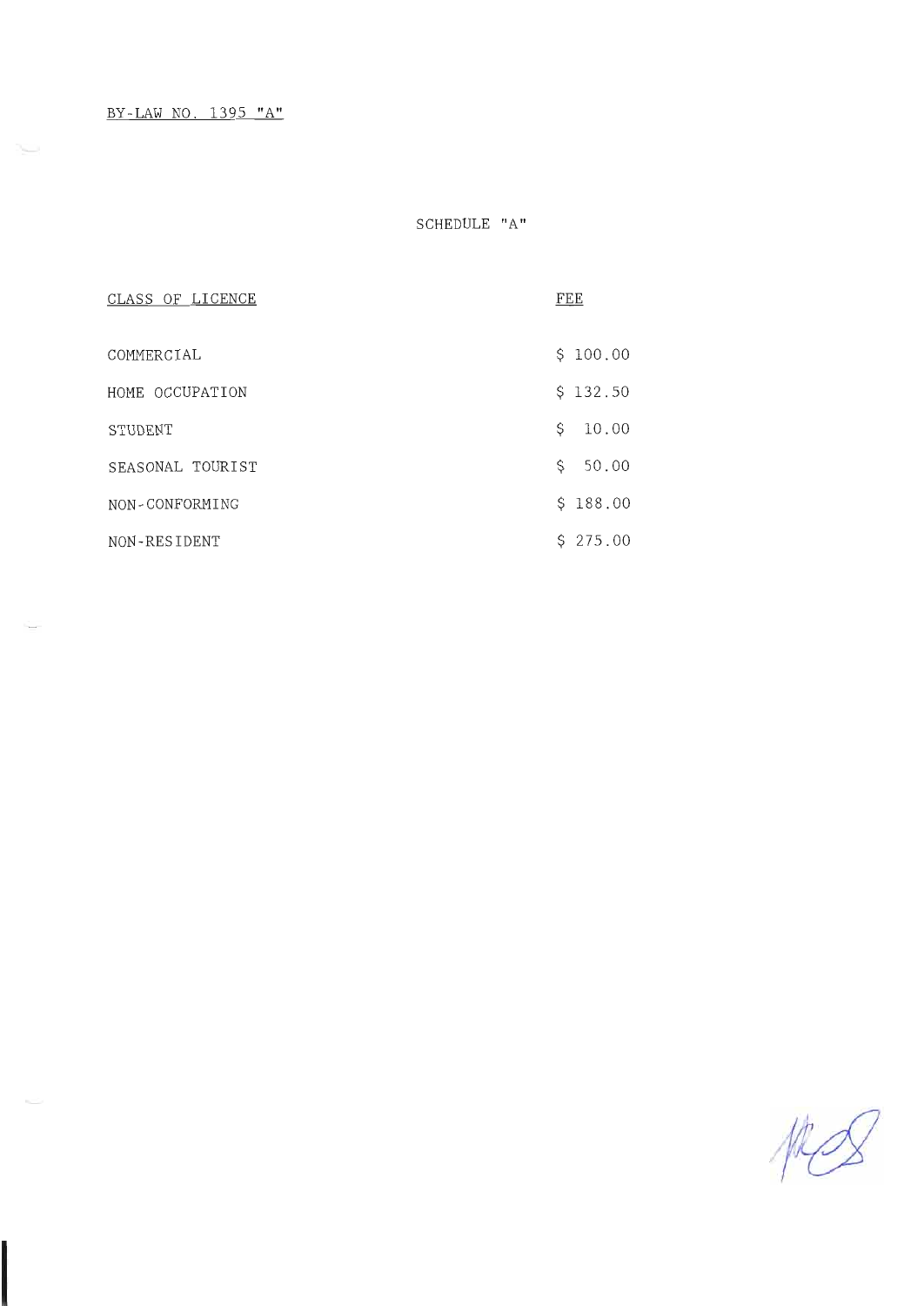BY-LAW NO. 1395 "A"

SCHEDULE "A"

| CLASS OF LICENCE | FEE |
|---|---|
| COMMERCIAL | $ 100.00 |
| HOME OCCUPATION | $ 132.50 |
| STUDENT | $ 10.00 |
| SEASONAL TOURIST | $ 50.00 |
| NON-CONFORMING | $ 188.00 |
| NON-RESIDENT | $ 275.00 |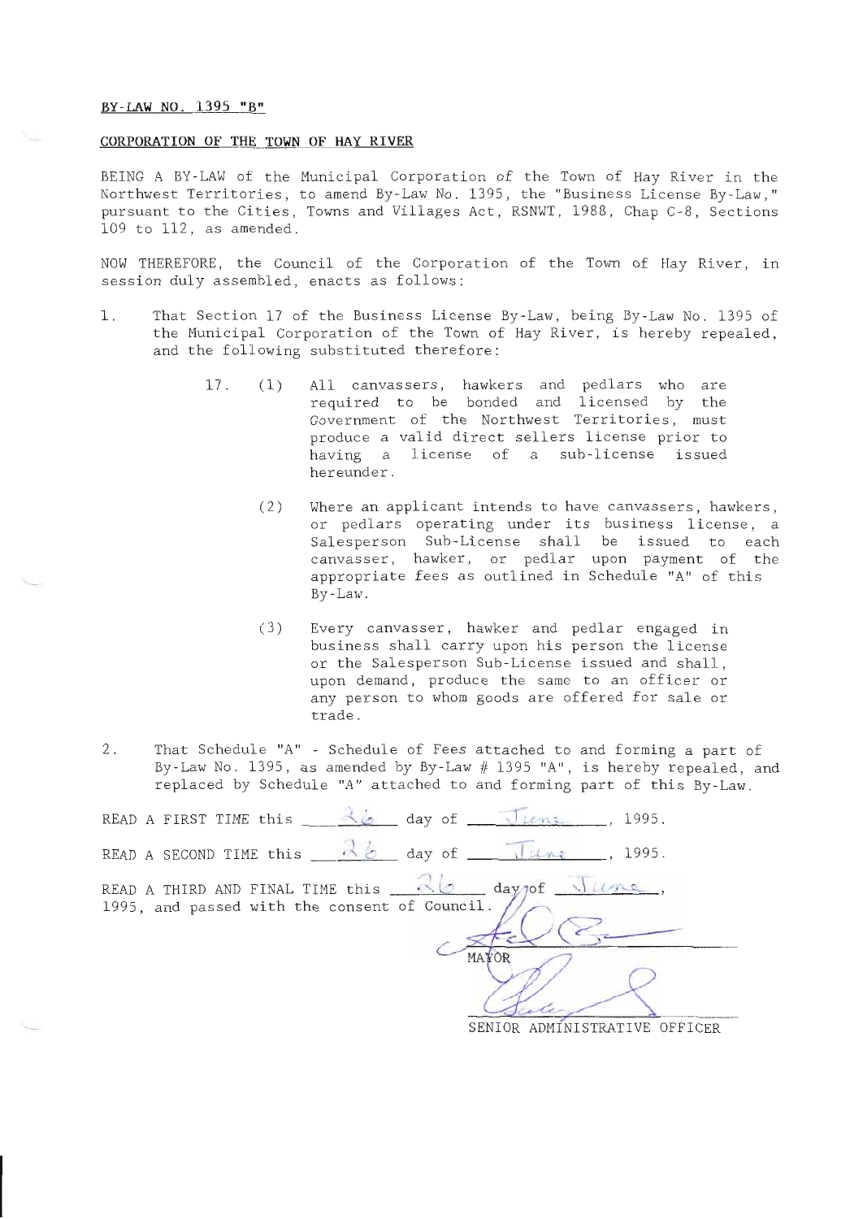BY-LAW NO. 1395 "B"

CORPORATION OF THE TOWN OF HAY RIVER

BEING A BY-LAW of the Municipal Corporation of the Town of Hay River in the Northwest Territories, to amend By-Law No. 1395, the "Business License By-Law," pursuant to the Cities, Towns and Villages Act, RSNWT, 1988, Chap C-8, Sections 109 to 112, as amended.

NOW THEREFORE, the Council of the Corporation of the Town of Hay River, in session duly assembled, enacts as follows:

1. That Section 17 of the Business License By-Law, being By-Law No. 1395 of the Municipal Corporation of the Town of Hay River, is hereby repealed, and the following substituted therefore:

   17. (1) All canvassers, hawkers and pedlars who are required to be bonded and licensed by the Government of the Northwest Territories, must produce a valid direct sellers license prior to having a license of a sub-license issued hereunder.

   (2) Where an applicant intends to have canvassers, hawkers, or pedlars operating under its business license, a Salesperson Sub-License shall be issued to each canvasser, hawker, or pedlar upon payment of the appropriate fees as outlined in Schedule "A" of this By-Law.

   (3) Every canvasser, hawker and pedlar engaged in business shall carry upon his person the license or the Salesperson Sub-License issued and shall, upon demand, produce the same to an officer or any person to whom goods are offered for sale or trade.

2. That Schedule "A" - Schedule of Fees attached to and forming a part of By-Law No. 1395, as amended by By-Law # 1395 "A", is hereby repealed, and replaced by Schedule "A" attached to and forming part of this By-Law.

READ A FIRST TIME this 26 day of June, 1995.

READ A SECOND TIME this 26 day of June, 1995.

READ A THIRD AND FINAL TIME this 26 day of June, 1995, and passed with the consent of Council.

MAYOR

SENIOR ADMINISTRATIVE OFFICER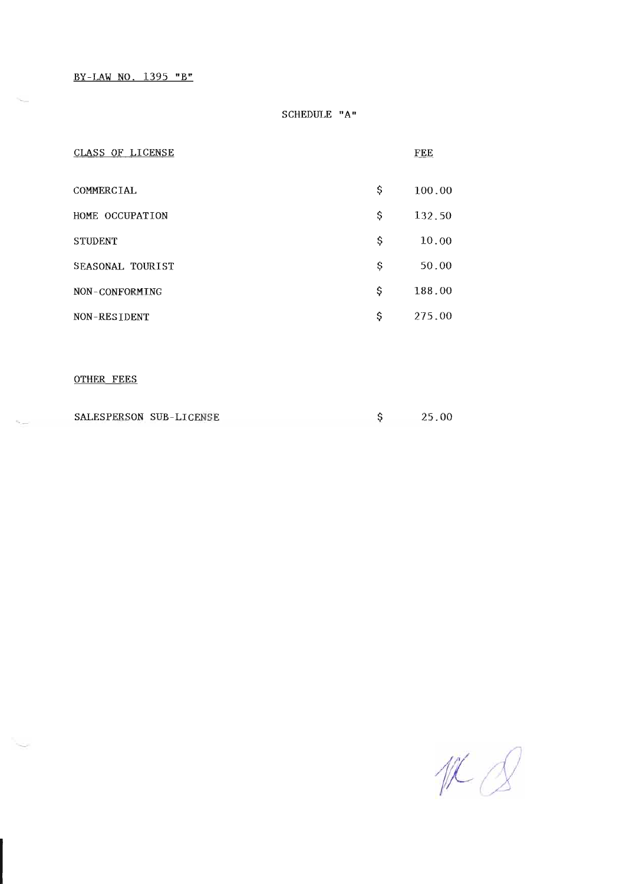BY-LAW NO. 1395 "B"

SCHEDULE "A"

| CLASS OF LICENSE | FEE |
|---|---|
| COMMERCIAL | $ 100.00 |
| HOME OCCUPATION | $ 132.50 |
| STUDENT | $ 10.00 |
| SEASONAL TOURIST | $ 50.00 |
| NON-CONFORMING | $ 188.00 |
| NON-RESIDENT | $ 275.00 |

OTHER FEES

| | |
|---|---|
| SALESPERSON SUB-LICENSE | $ 25.00 |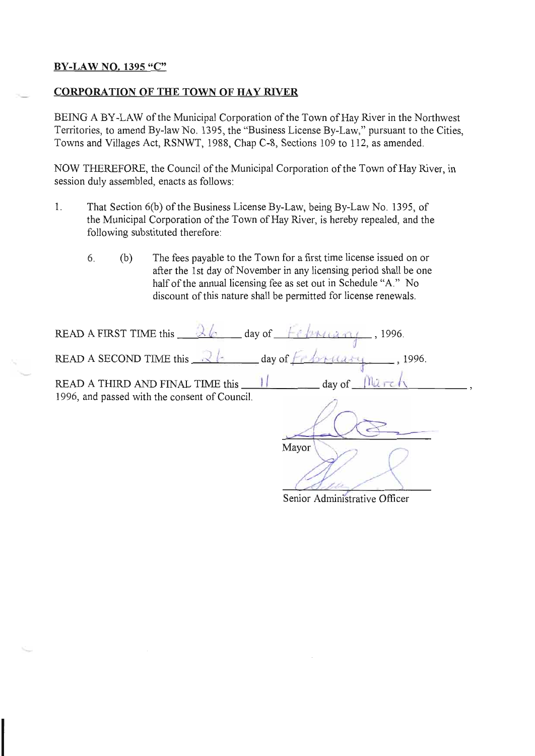**BY-LAW NO. 1395 "C"**

**CORPORATION OF THE TOWN OF HAY RIVER**

BEING A BY-LAW of the Municipal Corporation of the Town of Hay River in the Northwest Territories, to amend By-law No. 1395, the "Business License By-Law," pursuant to the Cities, Towns and Villages Act, RSNWT, 1988, Chap C-8, Sections 109 to 112, as amended.

NOW THEREFORE, the Council of the Municipal Corporation of the Town of Hay River, in session duly assembled, enacts as follows:

1. That Section 6(b) of the Business License By-Law, being By-Law No. 1395, of the Municipal Corporation of the Town of Hay River, is hereby repealed, and the following substituted therefore:

   6. (b) The fees payable to the Town for a first time license issued on or after the 1st day of November in any licensing period shall be one half of the annual licensing fee as set out in Schedule "A." No discount of this nature shall be permitted for license renewals.

READ A FIRST TIME this 26 day of February, 1996.

READ A SECOND TIME this 26 day of February, 1996.

READ A THIRD AND FINAL TIME this 11 day of March, 1996, and passed with the consent of Council.

Mayor

Senior Administrative Officer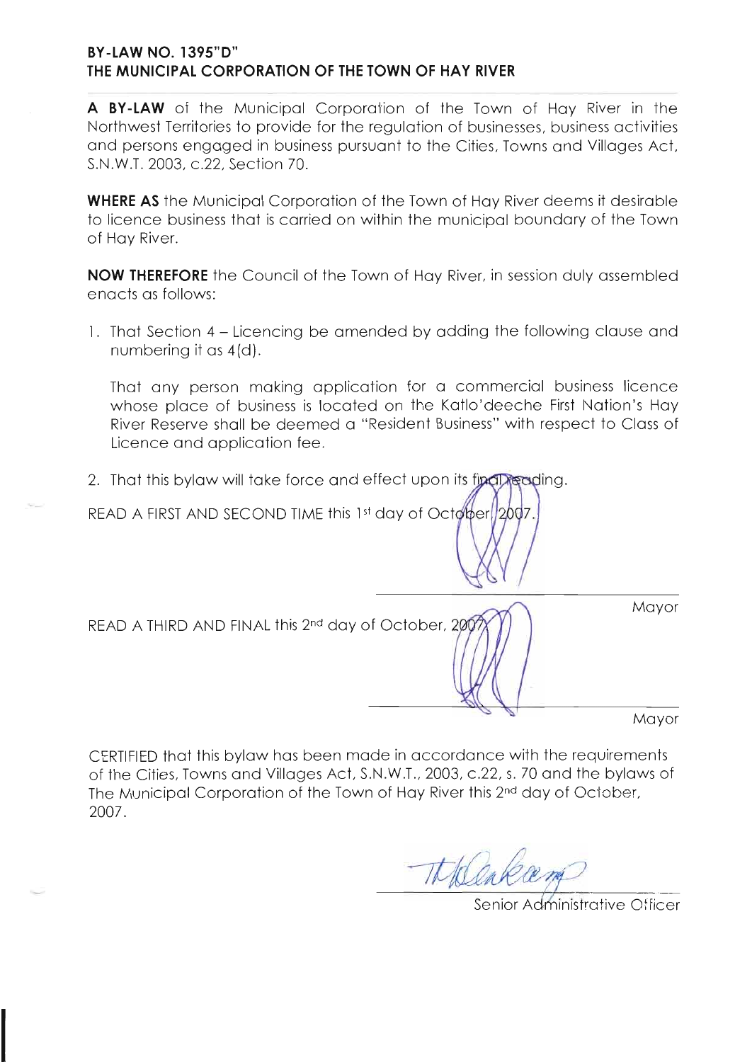**BY-LAW NO. 1395"D"**
**THE MUNICIPAL CORPORATION OF THE TOWN OF HAY RIVER**

**A BY-LAW** of the Municipal Corporation of the Town of Hay River in the Northwest Territories to provide for the regulation of businesses, business activities and persons engaged in business pursuant to the Cities, Towns and Villages Act, S.N.W.T. 2003, c.22, Section 70.

**WHERE AS** the Municipal Corporation of the Town of Hay River deems it desirable to licence business that is carried on within the municipal boundary of the Town of Hay River.

**NOW THEREFORE** the Council of the Town of Hay River, in session duly assembled enacts as follows:

1. That Section 4 – Licencing be amended by adding the following clause and numbering it as 4(d).

   That any person making application for a commercial business licence whose place of business is located on the Katlo'deeche First Nation's Hay River Reserve shall be deemed a "Resident Business" with respect to Class of Licence and application fee.

2. That this bylaw will take force and effect upon its final reading.

READ A FIRST AND SECOND TIME this 1st day of October, 2007.

Mayor

READ A THIRD AND FINAL this 2nd day of October, 2007.

Mayor

CERTIFIED that this bylaw has been made in accordance with the requirements of the Cities, Towns and Villages Act, S.N.W.T., 2003, c.22, s. 70 and the bylaws of The Municipal Corporation of the Town of Hay River this 2nd day of October, 2007.

Senior Administrative Officer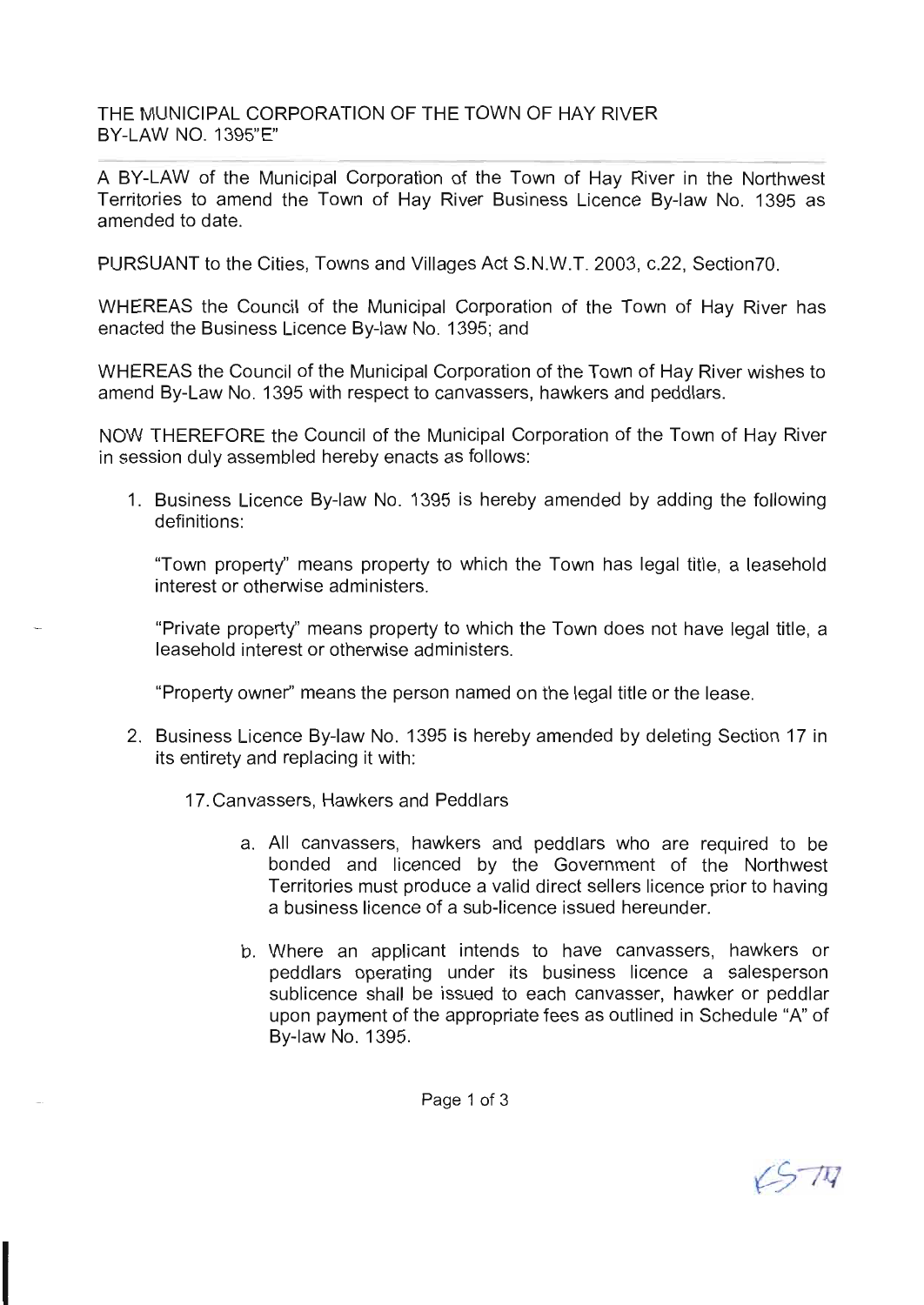THE MUNICIPAL CORPORATION OF THE TOWN OF HAY RIVER
BY-LAW NO. 1395"E"

A BY-LAW of the Municipal Corporation of the Town of Hay River in the Northwest Territories to amend the Town of Hay River Business Licence By-law No. 1395 as amended to date.

PURSUANT to the Cities, Towns and Villages Act S.N.W.T. 2003, c.22, Section70.

WHEREAS the Council of the Municipal Corporation of the Town of Hay River has enacted the Business Licence By-law No. 1395; and

WHEREAS the Council of the Municipal Corporation of the Town of Hay River wishes to amend By-Law No. 1395 with respect to canvassers, hawkers and peddlars.

NOW THEREFORE the Council of the Municipal Corporation of the Town of Hay River in session duly assembled hereby enacts as follows:

1. Business Licence By-law No. 1395 is hereby amended by adding the following definitions:

   "Town property" means property to which the Town has legal title, a leasehold interest or otherwise administers.

   "Private property" means property to which the Town does not have legal title, a leasehold interest or otherwise administers.

   "Property owner" means the person named on the legal title or the lease.

2. Business Licence By-law No. 1395 is hereby amended by deleting Section 17 in its entirety and replacing it with:

   17. Canvassers, Hawkers and Peddlars

   a. All canvassers, hawkers and peddlars who are required to be bonded and licenced by the Government of the Northwest Territories must produce a valid direct sellers licence prior to having a business licence of a sub-licence issued hereunder.

   b. Where an applicant intends to have canvassers, hawkers or peddlars operating under its business licence a salesperson sublicence shall be issued to each canvasser, hawker or peddlar upon payment of the appropriate fees as outlined in Schedule "A" of By-law No. 1395.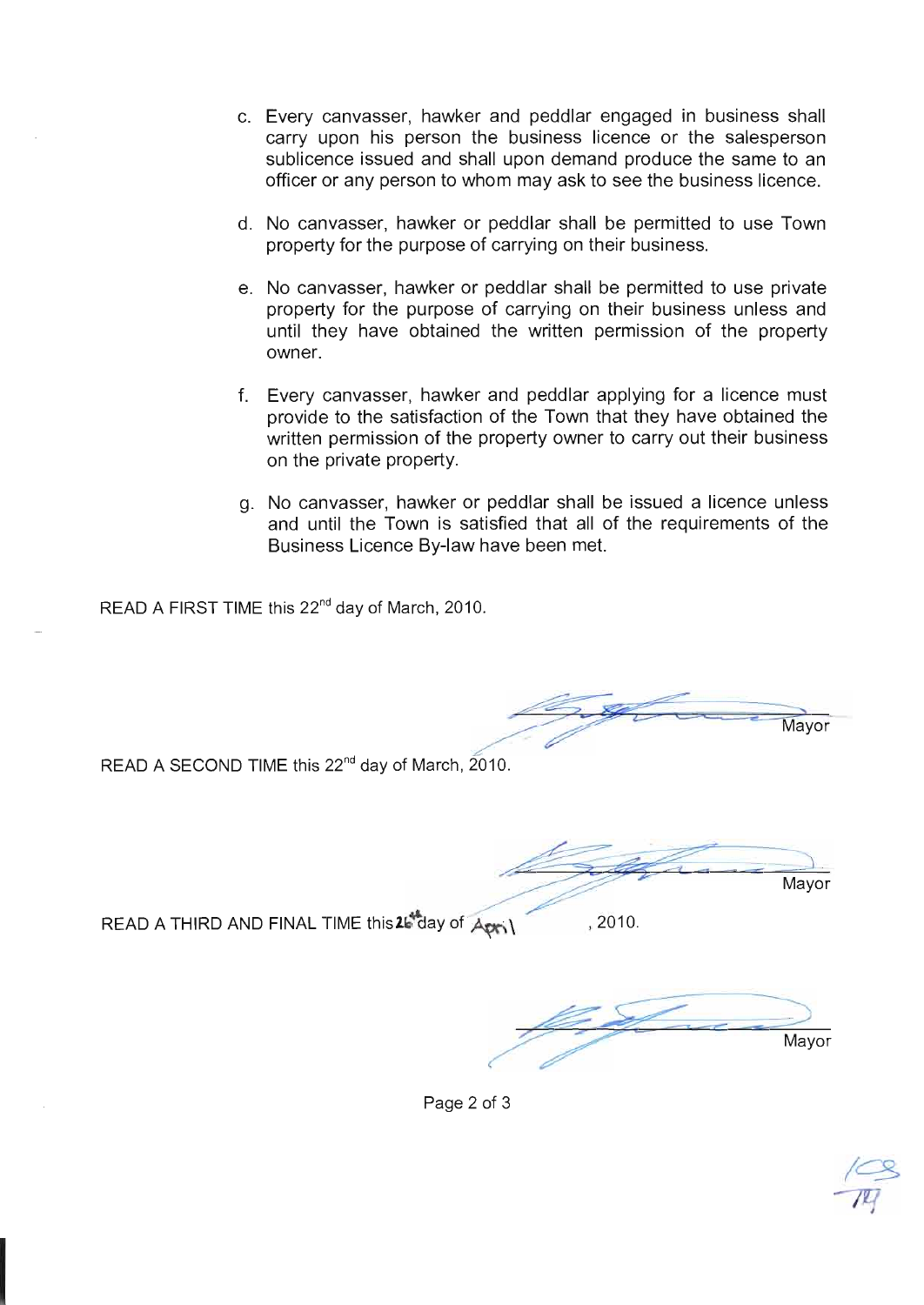c. Every canvasser, hawker and peddlar engaged in business shall carry upon his person the business licence or the salesperson sublicence issued and shall upon demand produce the same to an officer or any person to whom may ask to see the business licence.

d. No canvasser, hawker or peddlar shall be permitted to use Town property for the purpose of carrying on their business.

e. No canvasser, hawker or peddlar shall be permitted to use private property for the purpose of carrying on their business unless and until they have obtained the written permission of the property owner.

f. Every canvasser, hawker and peddlar applying for a licence must provide to the satisfaction of the Town that they have obtained the written permission of the property owner to carry out their business on the private property.

g. No canvasser, hawker or peddlar shall be issued a licence unless and until the Town is satisfied that all of the requirements of the Business Licence By-law have been met.

READ A FIRST TIME this 22nd day of March, 2010.

Mayor

READ A SECOND TIME this 22nd day of March, 2010.

Mayor

READ A THIRD AND FINAL TIME this 26th day of April, 2010.

Mayor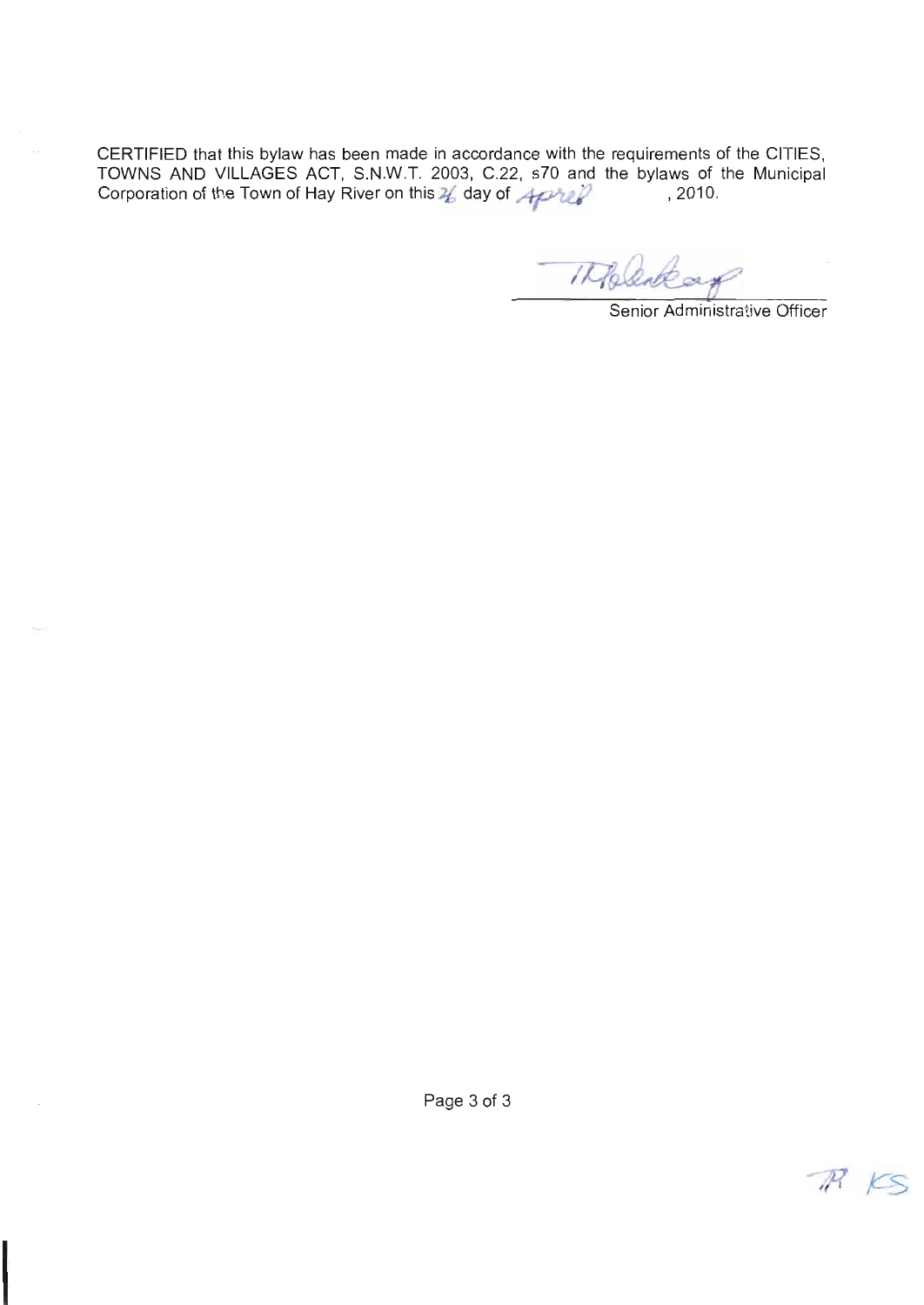CERTIFIED that this bylaw has been made in accordance with the requirements of the CITIES, TOWNS AND VILLAGES ACT, S.N.W.T. 2003, C.22, s70 and the bylaws of the Municipal Corporation of the Town of Hay River on this 26 day of April, 2010.

Senior Administrative Officer

TR KS